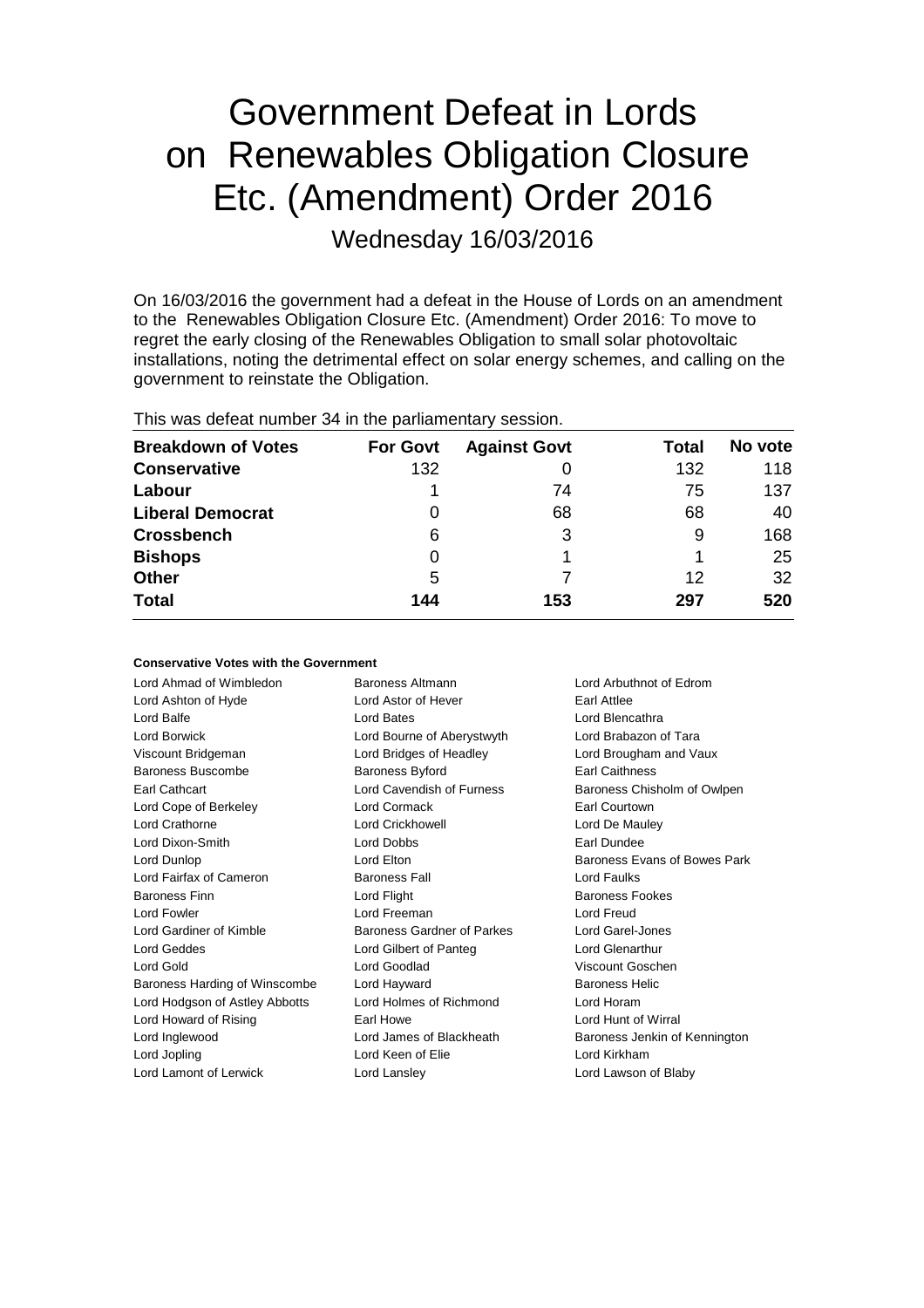# Government Defeat in Lords on Renewables Obligation Closure Etc. (Amendment) Order 2016

Wednesday 16/03/2016

On 16/03/2016 the government had a defeat in the House of Lords on an amendment to the Renewables Obligation Closure Etc. (Amendment) Order 2016: To move to regret the early closing of the Renewables Obligation to small solar photovoltaic installations, noting the detrimental effect on solar energy schemes, and calling on the government to reinstate the Obligation.

This was defeat number 34 in the parliamentary session.

| Breakdown of Votes | For Govt | Against Govt | Total | No vote |
|---|---|---|---|---|
| **Conservative** | 132 | 0 | 132 | 118 |
| **Labour** | 1 | 74 | 75 | 137 |
| **Liberal Democrat** | 0 | 68 | 68 | 40 |
| **Crossbench** | 6 | 3 | 9 | 168 |
| **Bishops** | 0 | 1 | 1 | 25 |
| **Other** | 5 | 7 | 12 | 32 |
| **Total** | **144** | **153** | **297** | **520** |

#### Conservative Votes with the Government

| | | |
|---|---|---|
| Lord Ahmad of Wimbledon | Baroness Altmann | Lord Arbuthnot of Edrom |
| Lord Ashton of Hyde | Lord Astor of Hever | Earl Attlee |
| Lord Balfe | Lord Bates | Lord Blencathra |
| Lord Borwick | Lord Bourne of Aberystwyth | Lord Brabazon of Tara |
| Viscount Bridgeman | Lord Bridges of Headley | Lord Brougham and Vaux |
| Baroness Buscombe | Baroness Byford | Earl Caithness |
| Earl Cathcart | Lord Cavendish of Furness | Baroness Chisholm of Owlpen |
| Lord Cope of Berkeley | Lord Cormack | Earl Courtown |
| Lord Crathorne | Lord Crickhowell | Lord De Mauley |
| Lord Dixon-Smith | Lord Dobbs | Earl Dundee |
| Lord Dunlop | Lord Elton | Baroness Evans of Bowes Park |
| Lord Fairfax of Cameron | Baroness Fall | Lord Faulks |
| Baroness Finn | Lord Flight | Baroness Fookes |
| Lord Fowler | Lord Freeman | Lord Freud |
| Lord Gardiner of Kimble | Baroness Gardner of Parkes | Lord Garel-Jones |
| Lord Geddes | Lord Gilbert of Panteg | Lord Glenarthur |
| Lord Gold | Lord Goodlad | Viscount Goschen |
| Baroness Harding of Winscombe | Lord Hayward | Baroness Helic |
| Lord Hodgson of Astley Abbotts | Lord Holmes of Richmond | Lord Horam |
| Lord Howard of Rising | Earl Howe | Lord Hunt of Wirral |
| Lord Inglewood | Lord James of Blackheath | Baroness Jenkin of Kennington |
| Lord Jopling | Lord Keen of Elie | Lord Kirkham |
| Lord Lamont of Lerwick | Lord Lansley | Lord Lawson of Blaby |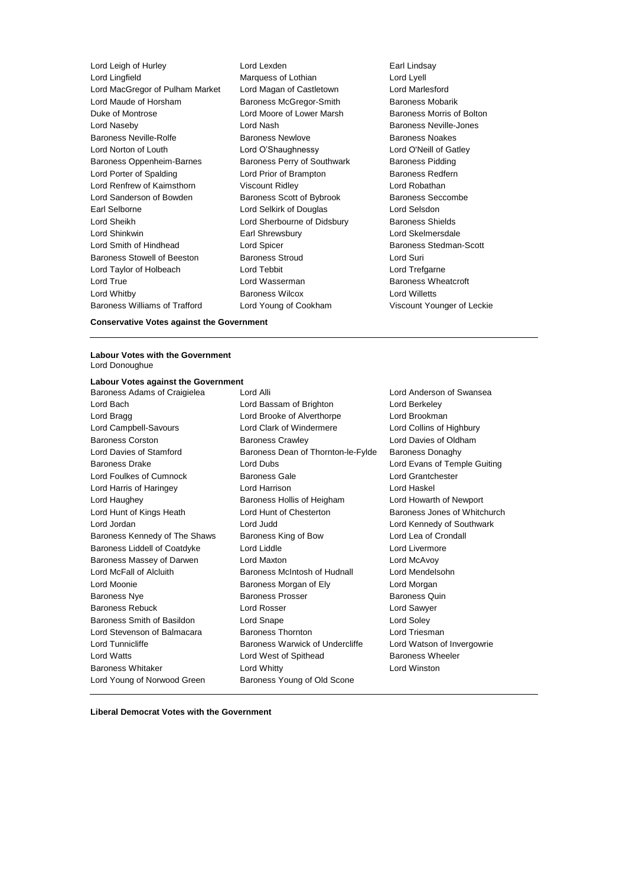Lord Leigh of Hurley
Lord Lexden
Earl Lindsay
Lord Lingfield
Marquess of Lothian
Lord Lyell
Lord MacGregor of Pulham Market
Lord Magan of Castletown
Lord Marlesford
Lord Maude of Horsham
Baroness McGregor-Smith
Baroness Mobarik
Duke of Montrose
Lord Moore of Lower Marsh
Baroness Morris of Bolton
Lord Naseby
Lord Nash
Baroness Neville-Jones
Baroness Neville-Rolfe
Baroness Newlove
Baroness Noakes
Lord Norton of Louth
Lord O'Shaughnessy
Lord O'Neill of Gatley
Baroness Oppenheim-Barnes
Baroness Perry of Southwark
Baroness Pidding
Lord Porter of Spalding
Lord Prior of Brampton
Baroness Redfern
Lord Renfrew of Kaimsthorn
Viscount Ridley
Lord Robathan
Lord Sanderson of Bowden
Baroness Scott of Bybrook
Baroness Seccombe
Earl Selborne
Lord Selkirk of Douglas
Lord Selsdon
Lord Sheikh
Lord Sherbourne of Didsbury
Baroness Shields
Lord Shinkwin
Earl Shrewsbury
Lord Skelmersdale
Lord Smith of Hindhead
Lord Spicer
Baroness Stedman-Scott
Baroness Stowell of Beeston
Baroness Stroud
Lord Suri
Lord Taylor of Holbeach
Lord Tebbit
Lord Trefgarne
Lord True
Lord Wasserman
Baroness Wheatcroft
Lord Whitby
Baroness Wilcox
Lord Willetts
Baroness Williams of Trafford
Lord Young of Cookham
Viscount Younger of Leckie

**Conservative Votes against the Government**

---

**Labour Votes with the Government**
Lord Donoughue

**Labour Votes against the Government**

Baroness Adams of Craigielea
Lord Alli
Lord Anderson of Swansea
Lord Bach
Lord Bassam of Brighton
Lord Berkeley
Lord Bragg
Lord Brooke of Alverthorpe
Lord Brookman
Lord Campbell-Savours
Lord Clark of Windermere
Lord Collins of Highbury
Baroness Corston
Baroness Crawley
Lord Davies of Oldham
Lord Davies of Stamford
Baroness Dean of Thornton-le-Fylde
Baroness Donaghy
Baroness Drake
Lord Dubs
Lord Evans of Temple Guiting
Lord Foulkes of Cumnock
Baroness Gale
Lord Grantchester
Lord Harris of Haringey
Lord Harrison
Lord Haskel
Lord Haughey
Baroness Hollis of Heigham
Lord Howarth of Newport
Lord Hunt of Kings Heath
Lord Hunt of Chesterton
Baroness Jones of Whitchurch
Lord Jordan
Lord Judd
Lord Kennedy of Southwark
Baroness Kennedy of The Shaws
Baroness King of Bow
Lord Lea of Crondall
Baroness Liddell of Coatdyke
Lord Liddle
Lord Livermore
Baroness Massey of Darwen
Lord Maxton
Lord McAvoy
Lord McFall of Alcluith
Baroness McIntosh of Hudnall
Lord Mendelsohn
Lord Moonie
Baroness Morgan of Ely
Lord Morgan
Baroness Nye
Baroness Prosser
Baroness Quin
Baroness Rebuck
Lord Rosser
Lord Sawyer
Baroness Smith of Basildon
Lord Snape
Lord Soley
Lord Stevenson of Balmacara
Baroness Thornton
Lord Triesman
Lord Tunnicliffe
Baroness Warwick of Undercliffe
Lord Watson of Invergowrie
Lord Watts
Lord West of Spithead
Baroness Wheeler
Baroness Whitaker
Lord Whitty
Lord Winston
Lord Young of Norwood Green
Baroness Young of Old Scone

---

**Liberal Democrat Votes with the Government**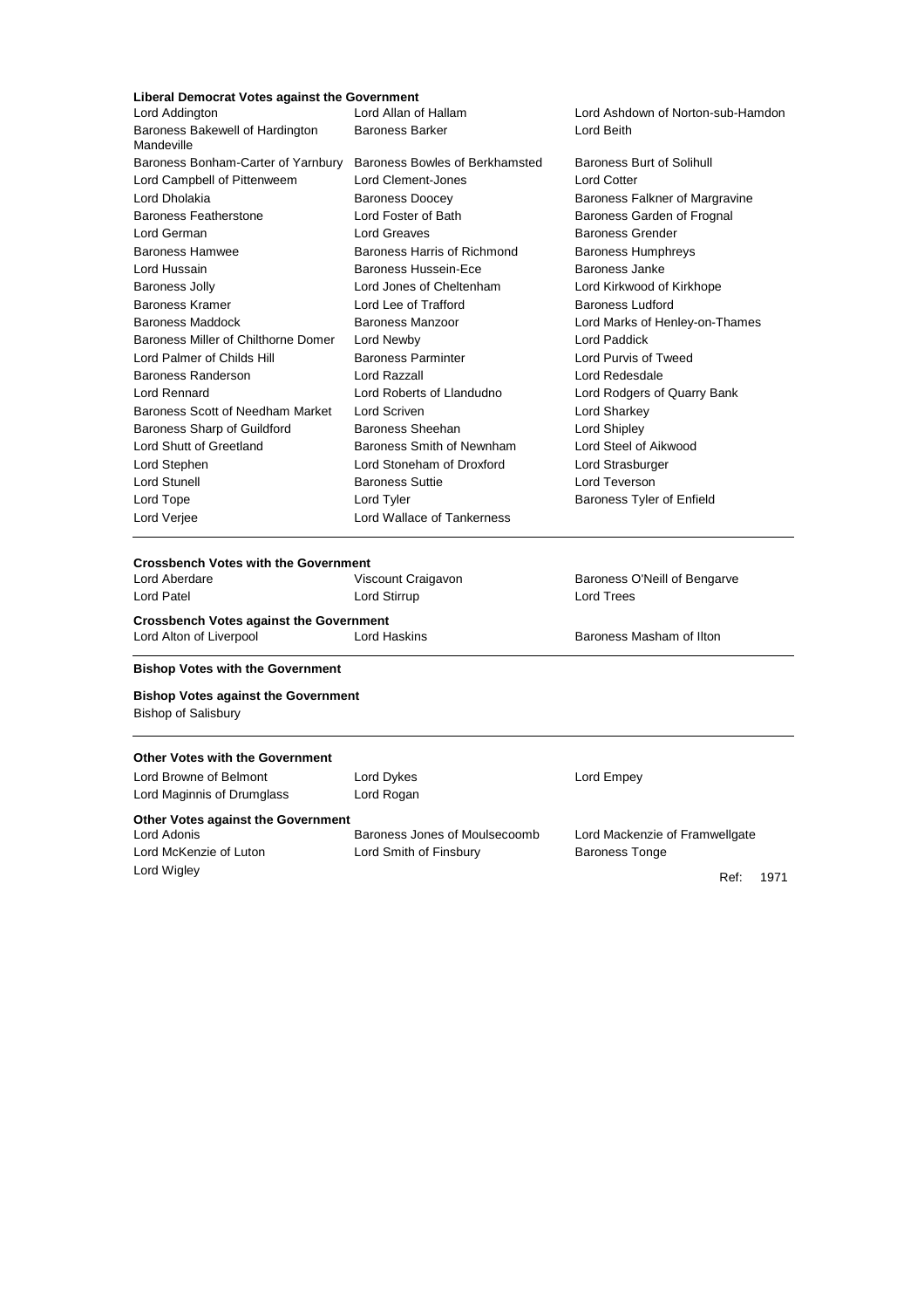**Liberal Democrat Votes against the Government**

| | | |
|---|---|---|
| Lord Addington | Lord Allan of Hallam | Lord Ashdown of Norton-sub-Hamdon |
| Baroness Bakewell of Hardington Mandeville | Baroness Barker | Lord Beith |
| Baroness Bonham-Carter of Yarnbury | Baroness Bowles of Berkhamsted | Baroness Burt of Solihull |
| Lord Campbell of Pittenweem | Lord Clement-Jones | Lord Cotter |
| Lord Dholakia | Baroness Doocey | Baroness Falkner of Margravine |
| Baroness Featherstone | Lord Foster of Bath | Baroness Garden of Frognal |
| Lord German | Lord Greaves | Baroness Grender |
| Baroness Hamwee | Baroness Harris of Richmond | Baroness Humphreys |
| Lord Hussain | Baroness Hussein-Ece | Baroness Janke |
| Baroness Jolly | Lord Jones of Cheltenham | Lord Kirkwood of Kirkhope |
| Baroness Kramer | Lord Lee of Trafford | Baroness Ludford |
| Baroness Maddock | Baroness Manzoor | Lord Marks of Henley-on-Thames |
| Baroness Miller of Chilthorne Domer | Lord Newby | Lord Paddick |
| Lord Palmer of Childs Hill | Baroness Parminter | Lord Purvis of Tweed |
| Baroness Randerson | Lord Razzall | Lord Redesdale |
| Lord Rennard | Lord Roberts of Llandudno | Lord Rodgers of Quarry Bank |
| Baroness Scott of Needham Market | Lord Scriven | Lord Sharkey |
| Baroness Sharp of Guildford | Baroness Sheehan | Lord Shipley |
| Lord Shutt of Greetland | Baroness Smith of Newnham | Lord Steel of Aikwood |
| Lord Stephen | Lord Stoneham of Droxford | Lord Strasburger |
| Lord Stunell | Baroness Suttie | Lord Teverson |
| Lord Tope | Lord Tyler | Baroness Tyler of Enfield |
| Lord Verjee | Lord Wallace of Tankerness | |

**Crossbench Votes with the Government**

| | | |
|---|---|---|
| Lord Aberdare | Viscount Craigavon | Baroness O'Neill of Bengarve |
| Lord Patel | Lord Stirrup | Lord Trees |

**Crossbench Votes against the Government**

| | | |
|---|---|---|
| Lord Alton of Liverpool | Lord Haskins | Baroness Masham of Ilton |

**Bishop Votes with the Government**

**Bishop Votes against the Government**

Bishop of Salisbury

**Other Votes with the Government**

| | | |
|---|---|---|
| Lord Browne of Belmont | Lord Dykes | Lord Empey |
| Lord Maginnis of Drumglass | Lord Rogan | |

**Other Votes against the Government**

| | | |
|---|---|---|
| Lord Adonis | Baroness Jones of Moulsecoomb | Lord Mackenzie of Framwellgate |
| Lord McKenzie of Luton | Lord Smith of Finsbury | Baroness Tonge |
| Lord Wigley | | |

Ref: 1971